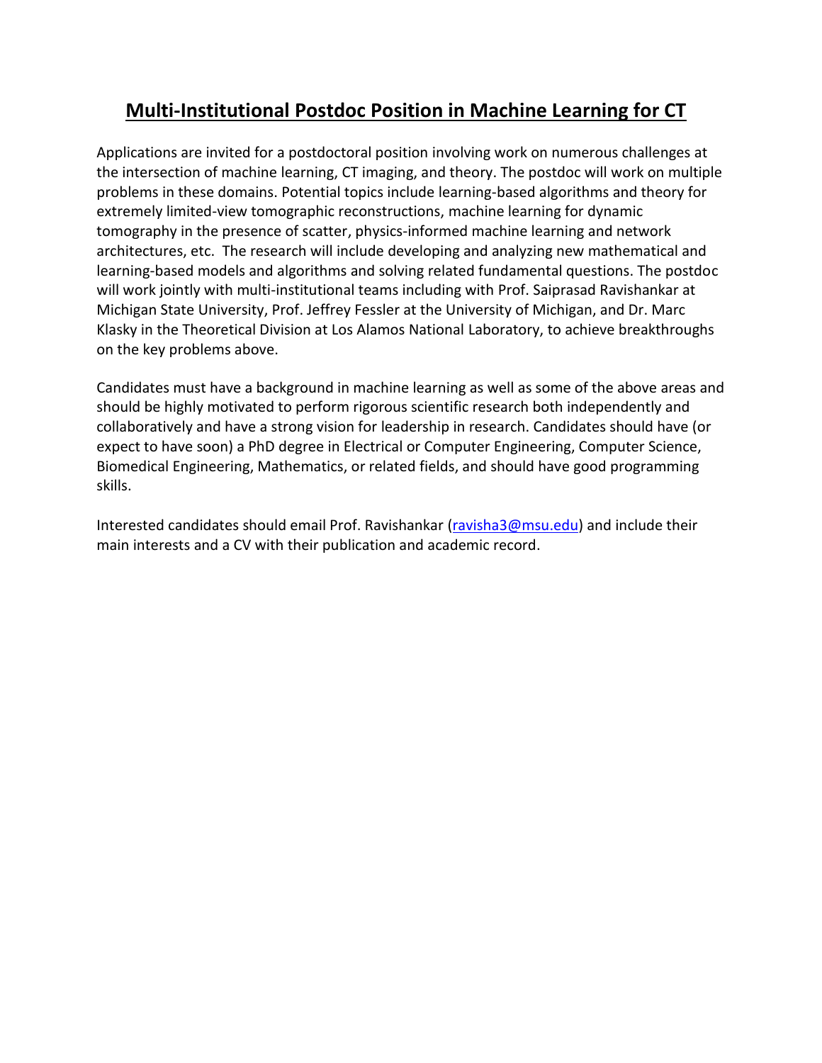# Multi-Institutional Postdoc Position in Machine Learning for CT

Applications are invited for a postdoctoral position involving work on numerous challenges at the intersection of machine learning, CT imaging, and theory. The postdoc will work on multiple problems in these domains. Potential topics include learning-based algorithms and theory for extremely limited-view tomographic reconstructions, machine learning for dynamic tomography in the presence of scatter, physics-informed machine learning and network architectures, etc. The research will include developing and analyzing new mathematical and learning-based models and algorithms and solving related fundamental questions. The postdoc will work jointly with multi-institutional teams including with Prof. Saiprasad Ravishankar at Michigan State University, Prof. Jeffrey Fessler at the University of Michigan, and Dr. Marc Klasky in the Theoretical Division at Los Alamos National Laboratory, to achieve breakthroughs on the key problems above.

Candidates must have a background in machine learning as well as some of the above areas and should be highly motivated to perform rigorous scientific research both independently and collaboratively and have a strong vision for leadership in research. Candidates should have (or expect to have soon) a PhD degree in Electrical or Computer Engineering, Computer Science, Biomedical Engineering, Mathematics, or related fields, and should have good programming skills.

Interested candidates should email Prof. Ravishankar (ravisha3@msu.edu) and include their main interests and a CV with their publication and academic record.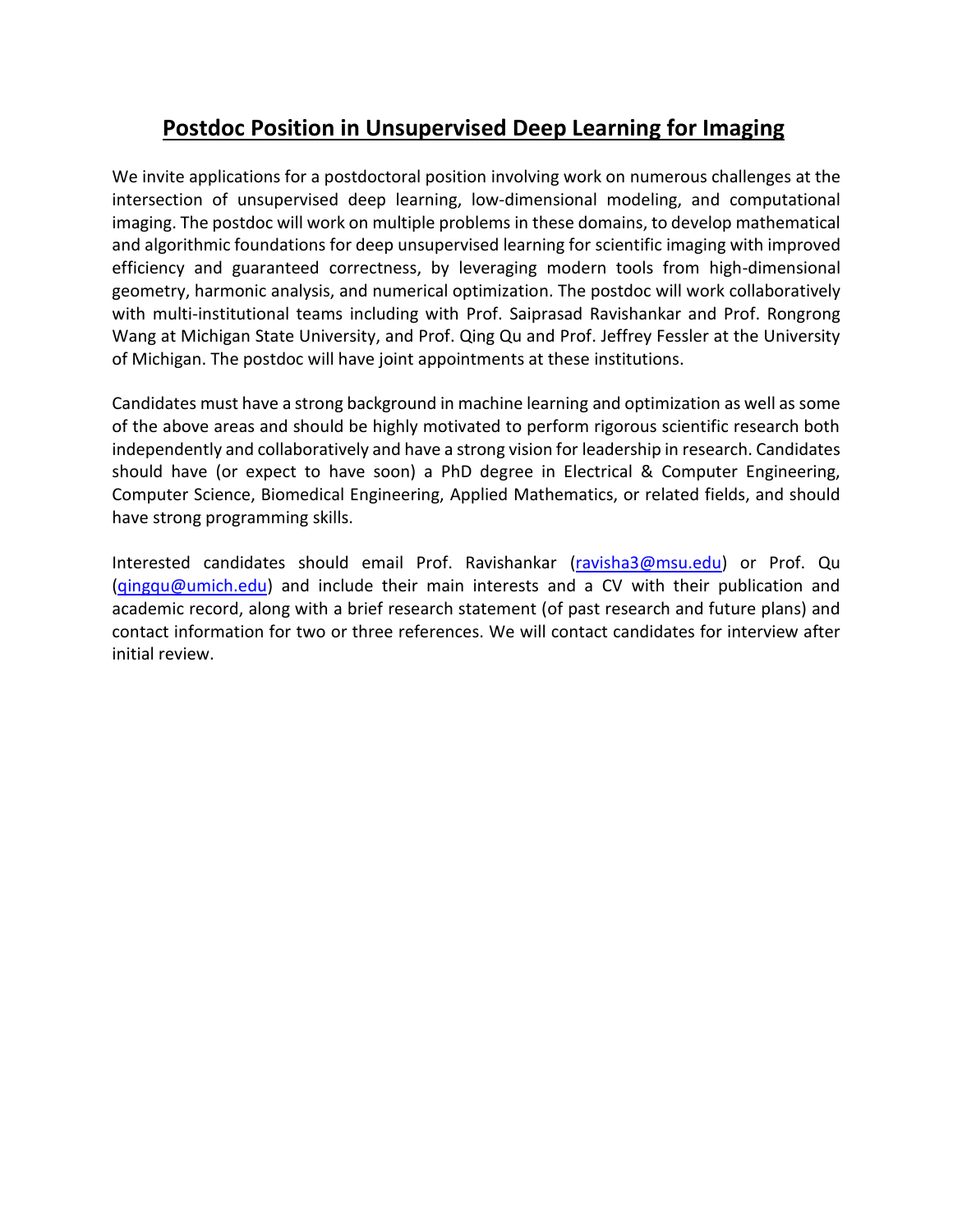# Postdoc Position in Unsupervised Deep Learning for Imaging

We invite applications for a postdoctoral position involving work on numerous challenges at the intersection of unsupervised deep learning, low-dimensional modeling, and computational imaging. The postdoc will work on multiple problems in these domains, to develop mathematical and algorithmic foundations for deep unsupervised learning for scientific imaging with improved efficiency and guaranteed correctness, by leveraging modern tools from high-dimensional geometry, harmonic analysis, and numerical optimization. The postdoc will work collaboratively with multi-institutional teams including with Prof. Saiprasad Ravishankar and Prof. Rongrong Wang at Michigan State University, and Prof. Qing Qu and Prof. Jeffrey Fessler at the University of Michigan. The postdoc will have joint appointments at these institutions.

Candidates must have a strong background in machine learning and optimization as well as some of the above areas and should be highly motivated to perform rigorous scientific research both independently and collaboratively and have a strong vision for leadership in research. Candidates should have (or expect to have soon) a PhD degree in Electrical & Computer Engineering, Computer Science, Biomedical Engineering, Applied Mathematics, or related fields, and should have strong programming skills.

Interested candidates should email Prof. Ravishankar (ravisha3@msu.edu) or Prof. Qu (qingqu@umich.edu) and include their main interests and a CV with their publication and academic record, along with a brief research statement (of past research and future plans) and contact information for two or three references. We will contact candidates for interview after initial review.